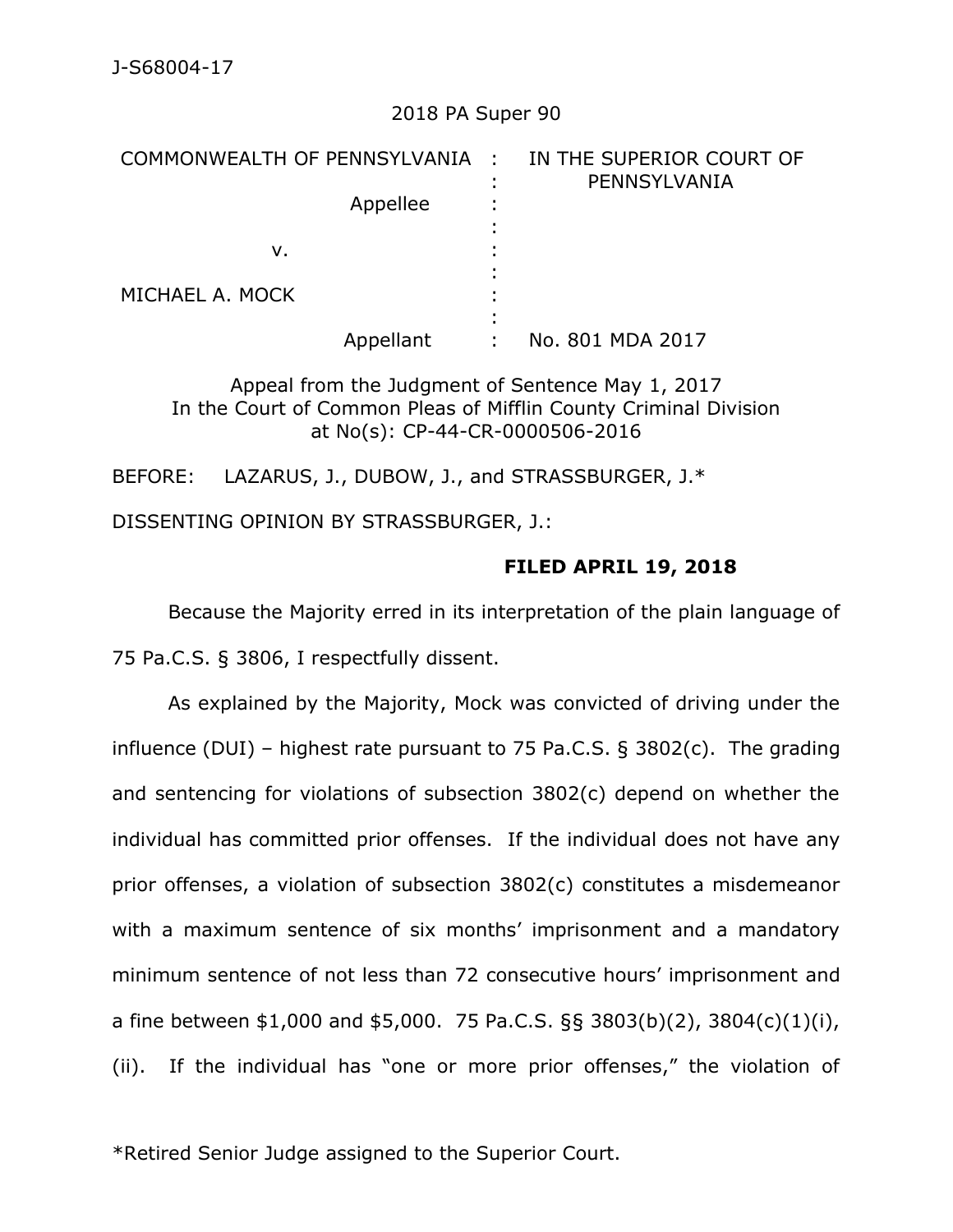J-S68004-17

2018 PA Super 90

| COMMONWEALTH OF PENNSYLVANIA | : | IN THE SUPERIOR COURT OF PENNSYLVANIA |
|---|---|---|
| Appellee | : | |
| v. | : | |
| MICHAEL A. MOCK | : | |
| Appellant | : | No. 801 MDA 2017 |

Appeal from the Judgment of Sentence May 1, 2017
In the Court of Common Pleas of Mifflin County Criminal Division
at No(s): CP-44-CR-0000506-2016

BEFORE: LAZARUS, J., DUBOW, J., and STRASSBURGER, J.*

DISSENTING OPINION BY STRASSBURGER, J.:

**FILED APRIL 19, 2018**

Because the Majority erred in its interpretation of the plain language of 75 Pa.C.S. § 3806, I respectfully dissent.

As explained by the Majority, Mock was convicted of driving under the influence (DUI) – highest rate pursuant to 75 Pa.C.S. § 3802(c). The grading and sentencing for violations of subsection 3802(c) depend on whether the individual has committed prior offenses. If the individual does not have any prior offenses, a violation of subsection 3802(c) constitutes a misdemeanor with a maximum sentence of six months' imprisonment and a mandatory minimum sentence of not less than 72 consecutive hours' imprisonment and a fine between $1,000 and $5,000. 75 Pa.C.S. §§ 3803(b)(2), 3804(c)(1)(i), (ii). If the individual has "one or more prior offenses," the violation of

*Retired Senior Judge assigned to the Superior Court.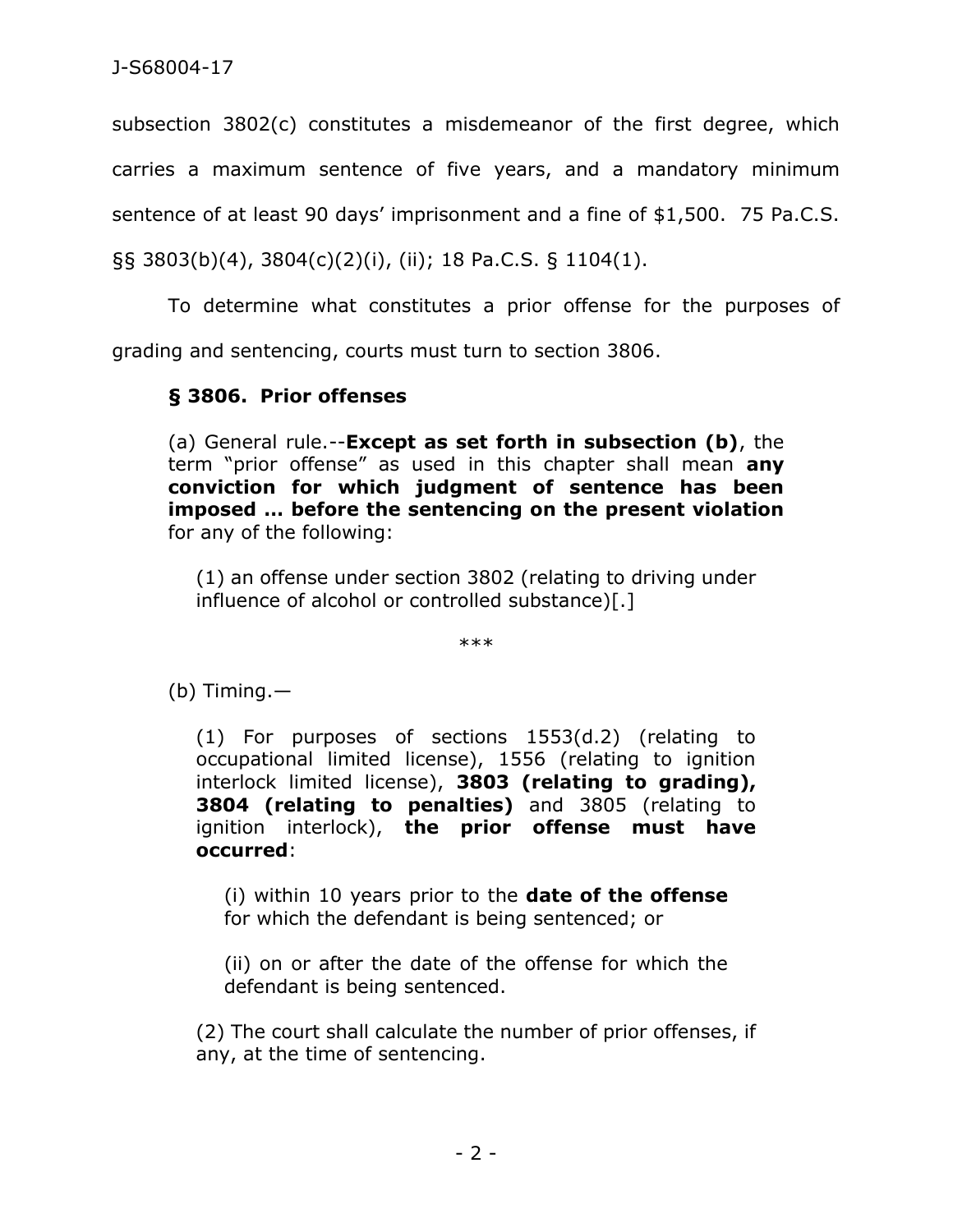subsection 3802(c) constitutes a misdemeanor of the first degree, which carries a maximum sentence of five years, and a mandatory minimum sentence of at least 90 days' imprisonment and a fine of $1,500. 75 Pa.C.S. §§ 3803(b)(4), 3804(c)(2)(i), (ii); 18 Pa.C.S. § 1104(1).

To determine what constitutes a prior offense for the purposes of grading and sentencing, courts must turn to section 3806.

> **§ 3806. Prior offenses**
>
> (a) General rule.--**Except as set forth in subsection (b)**, the term "prior offense" as used in this chapter shall mean **any conviction for which judgment of sentence has been imposed … before the sentencing on the present violation** for any of the following:
>
> > (1) an offense under section 3802 (relating to driving under influence of alcohol or controlled substance)[.]
>
> \*\*\*
>
> (b) Timing.—
>
> > (1) For purposes of sections 1553(d.2) (relating to occupational limited license), 1556 (relating to ignition interlock limited license), **3803 (relating to grading), 3804 (relating to penalties)** and 3805 (relating to ignition interlock), **the prior offense must have occurred**:
> >
> > > (i) within 10 years prior to the **date of the offense** for which the defendant is being sentenced; or
> > >
> > > (ii) on or after the date of the offense for which the defendant is being sentenced.
> >
> > (2) The court shall calculate the number of prior offenses, if any, at the time of sentencing.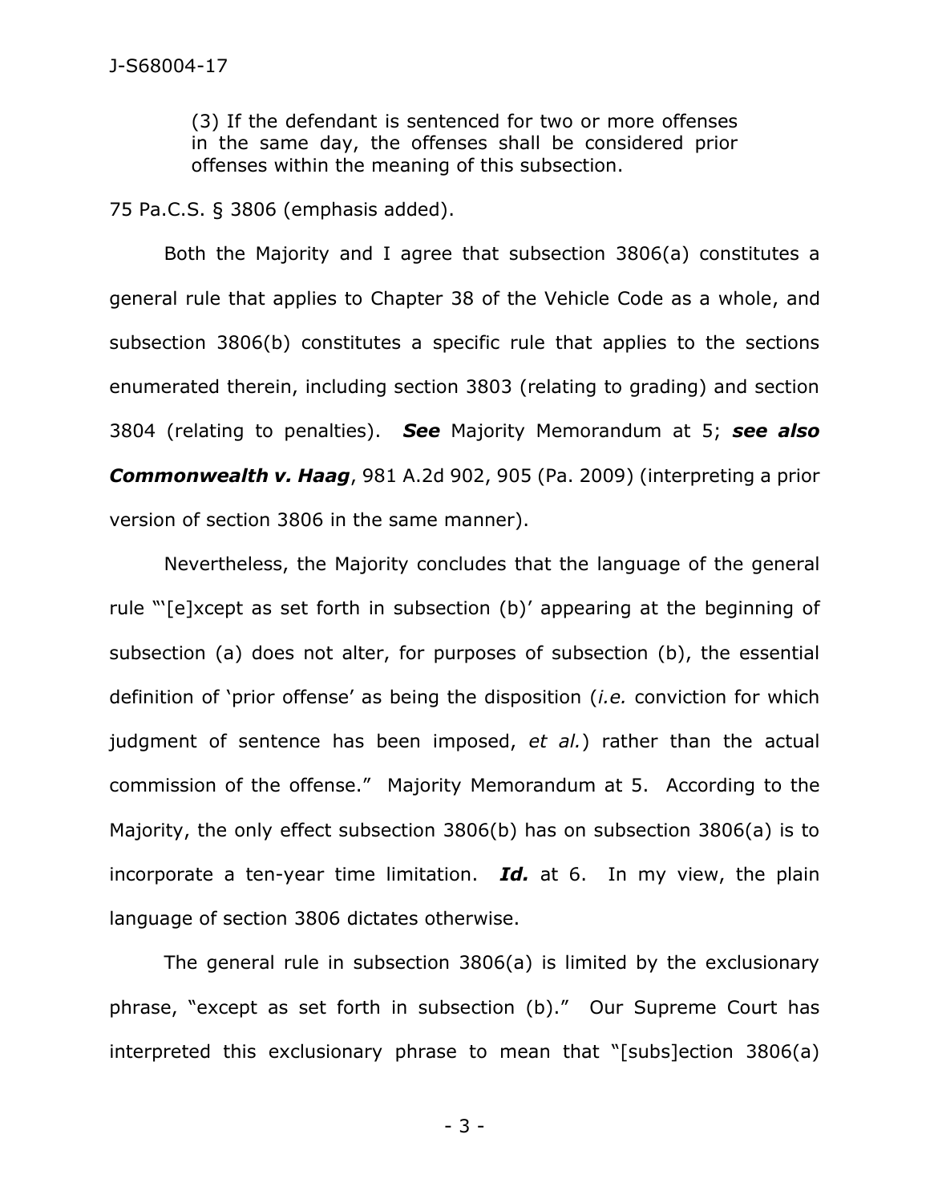> (3) If the defendant is sentenced for two or more offenses in the same day, the offenses shall be considered prior offenses within the meaning of this subsection.

75 Pa.C.S. § 3806 (emphasis added).

Both the Majority and I agree that subsection 3806(a) constitutes a general rule that applies to Chapter 38 of the Vehicle Code as a whole, and subsection 3806(b) constitutes a specific rule that applies to the sections enumerated therein, including section 3803 (relating to grading) and section 3804 (relating to penalties). ***See*** Majority Memorandum at 5; ***see also Commonwealth v. Haag***, 981 A.2d 902, 905 (Pa. 2009) (interpreting a prior version of section 3806 in the same manner).

Nevertheless, the Majority concludes that the language of the general rule "'[e]xcept as set forth in subsection (b)' appearing at the beginning of subsection (a) does not alter, for purposes of subsection (b), the essential definition of 'prior offense' as being the disposition (*i.e.* conviction for which judgment of sentence has been imposed, *et al.*) rather than the actual commission of the offense." Majority Memorandum at 5. According to the Majority, the only effect subsection 3806(b) has on subsection 3806(a) is to incorporate a ten-year time limitation. ***Id.*** at 6. In my view, the plain language of section 3806 dictates otherwise.

The general rule in subsection 3806(a) is limited by the exclusionary phrase, "except as set forth in subsection (b)." Our Supreme Court has interpreted this exclusionary phrase to mean that "[subs]ection 3806(a)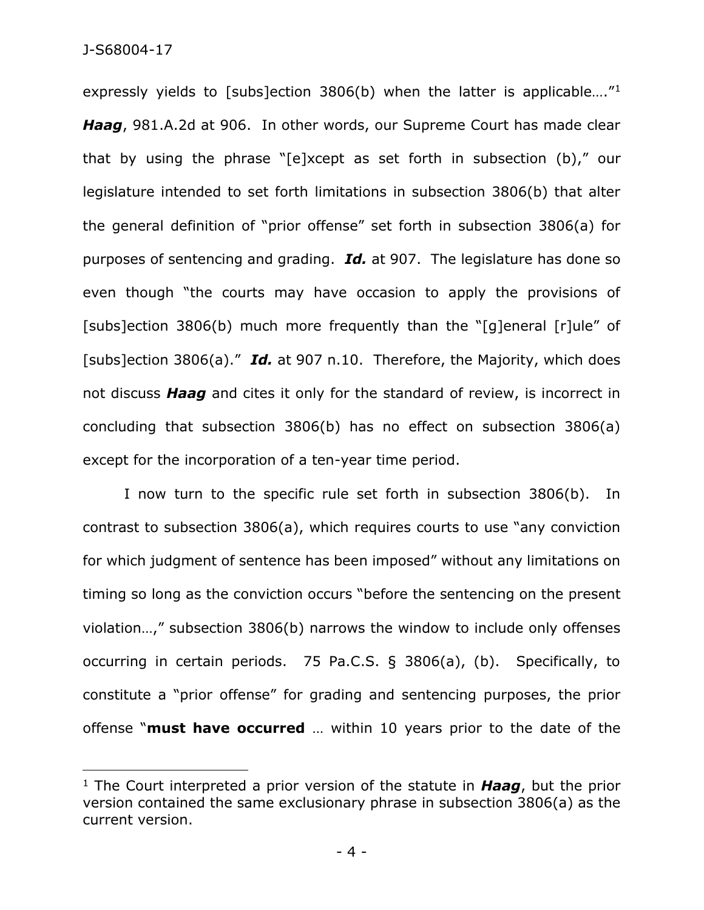expressly yields to [subs]ection 3806(b) when the latter is applicable…."[1] ***Haag***, 981.A.2d at 906. In other words, our Supreme Court has made clear that by using the phrase "[e]xcept as set forth in subsection (b)," our legislature intended to set forth limitations in subsection 3806(b) that alter the general definition of "prior offense" set forth in subsection 3806(a) for purposes of sentencing and grading. ***Id.*** at 907. The legislature has done so even though "the courts may have occasion to apply the provisions of [subs]ection 3806(b) much more frequently than the "[g]eneral [r]ule" of [subs]ection 3806(a)." ***Id.*** at 907 n.10. Therefore, the Majority, which does not discuss ***Haag*** and cites it only for the standard of review, is incorrect in concluding that subsection 3806(b) has no effect on subsection 3806(a) except for the incorporation of a ten-year time period.

I now turn to the specific rule set forth in subsection 3806(b). In contrast to subsection 3806(a), which requires courts to use "any conviction for which judgment of sentence has been imposed" without any limitations on timing so long as the conviction occurs "before the sentencing on the present violation…," subsection 3806(b) narrows the window to include only offenses occurring in certain periods. 75 Pa.C.S. § 3806(a), (b). Specifically, to constitute a "prior offense" for grading and sentencing purposes, the prior offense "**must have occurred** … within 10 years prior to the date of the

---

[1] The Court interpreted a prior version of the statute in ***Haag***, but the prior version contained the same exclusionary phrase in subsection 3806(a) as the current version.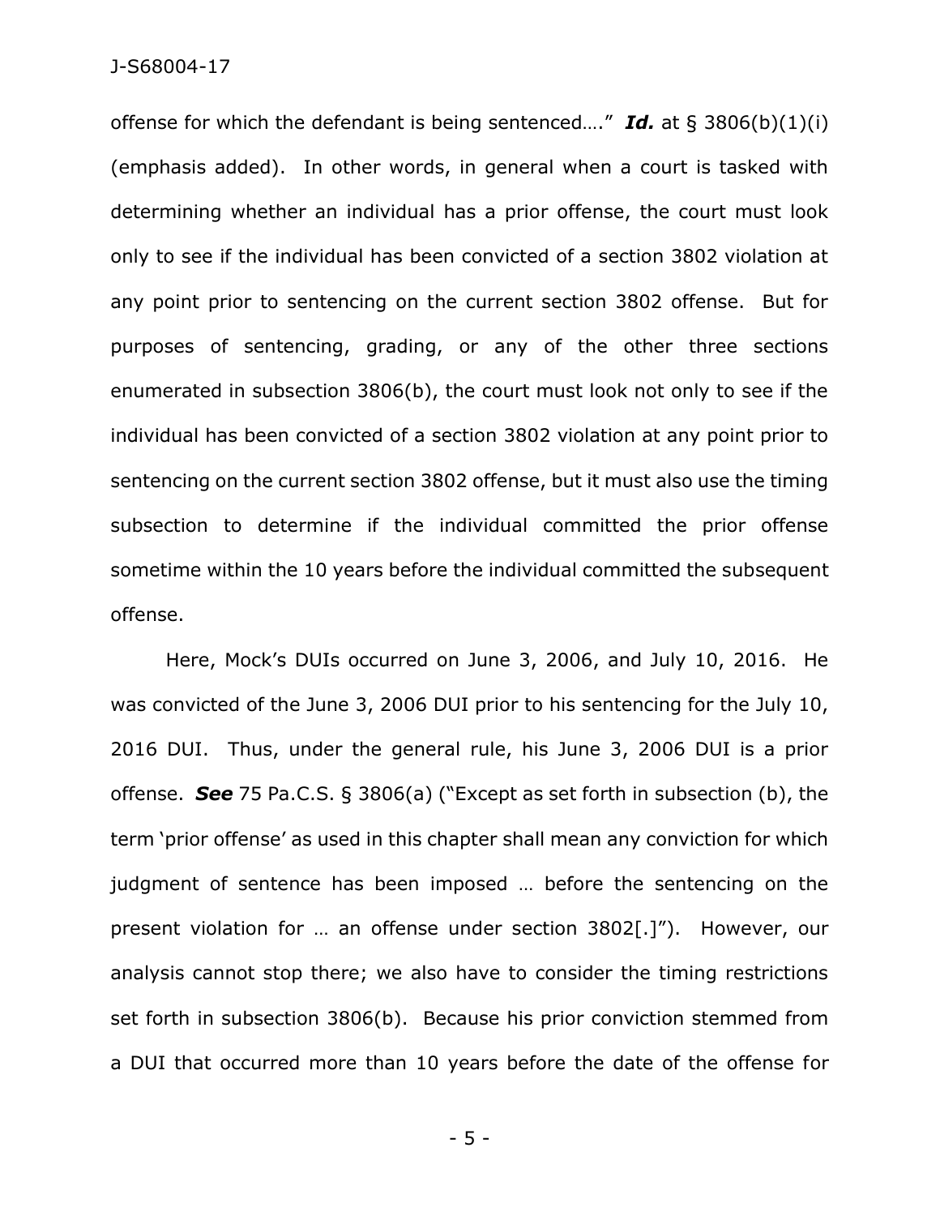offense for which the defendant is being sentenced…." ***Id.*** at § 3806(b)(1)(i) (emphasis added). In other words, in general when a court is tasked with determining whether an individual has a prior offense, the court must look only to see if the individual has been convicted of a section 3802 violation at any point prior to sentencing on the current section 3802 offense. But for purposes of sentencing, grading, or any of the other three sections enumerated in subsection 3806(b), the court must look not only to see if the individual has been convicted of a section 3802 violation at any point prior to sentencing on the current section 3802 offense, but it must also use the timing subsection to determine if the individual committed the prior offense sometime within the 10 years before the individual committed the subsequent offense.

Here, Mock's DUIs occurred on June 3, 2006, and July 10, 2016. He was convicted of the June 3, 2006 DUI prior to his sentencing for the July 10, 2016 DUI. Thus, under the general rule, his June 3, 2006 DUI is a prior offense. ***See*** 75 Pa.C.S. § 3806(a) ("Except as set forth in subsection (b), the term 'prior offense' as used in this chapter shall mean any conviction for which judgment of sentence has been imposed … before the sentencing on the present violation for … an offense under section 3802[.]"). However, our analysis cannot stop there; we also have to consider the timing restrictions set forth in subsection 3806(b). Because his prior conviction stemmed from a DUI that occurred more than 10 years before the date of the offense for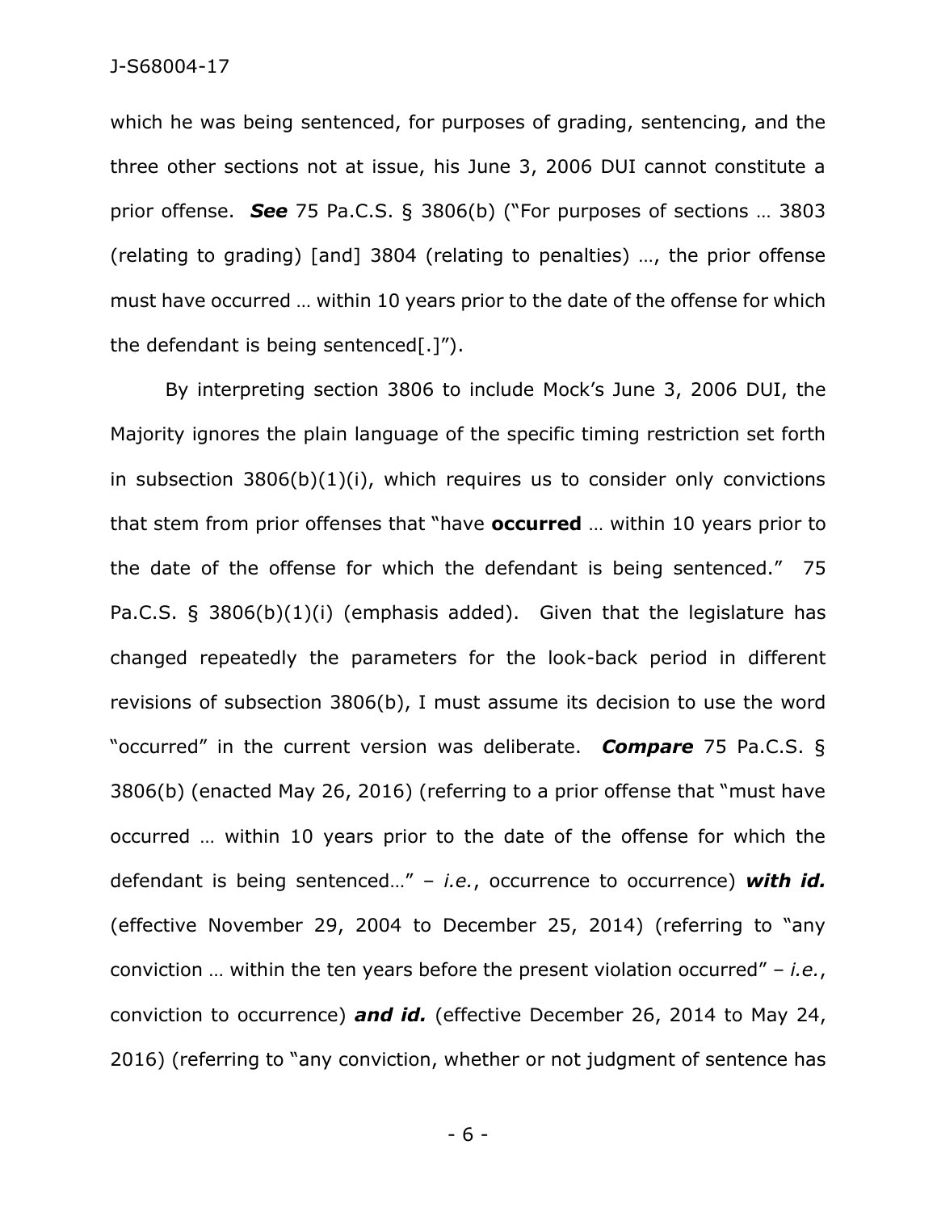which he was being sentenced, for purposes of grading, sentencing, and the three other sections not at issue, his June 3, 2006 DUI cannot constitute a prior offense. ***See*** 75 Pa.C.S. § 3806(b) ("For purposes of sections … 3803 (relating to grading) [and] 3804 (relating to penalties) …, the prior offense must have occurred … within 10 years prior to the date of the offense for which the defendant is being sentenced[.]").

By interpreting section 3806 to include Mock's June 3, 2006 DUI, the Majority ignores the plain language of the specific timing restriction set forth in subsection 3806(b)(1)(i), which requires us to consider only convictions that stem from prior offenses that "have **occurred** … within 10 years prior to the date of the offense for which the defendant is being sentenced." 75 Pa.C.S. § 3806(b)(1)(i) (emphasis added). Given that the legislature has changed repeatedly the parameters for the look-back period in different revisions of subsection 3806(b), I must assume its decision to use the word "occurred" in the current version was deliberate. ***Compare*** 75 Pa.C.S. § 3806(b) (enacted May 26, 2016) (referring to a prior offense that "must have occurred … within 10 years prior to the date of the offense for which the defendant is being sentenced…" – *i.e.*, occurrence to occurrence) ***with id.*** (effective November 29, 2004 to December 25, 2014) (referring to "any conviction … within the ten years before the present violation occurred" – *i.e.*, conviction to occurrence) ***and id.*** (effective December 26, 2014 to May 24, 2016) (referring to "any conviction, whether or not judgment of sentence has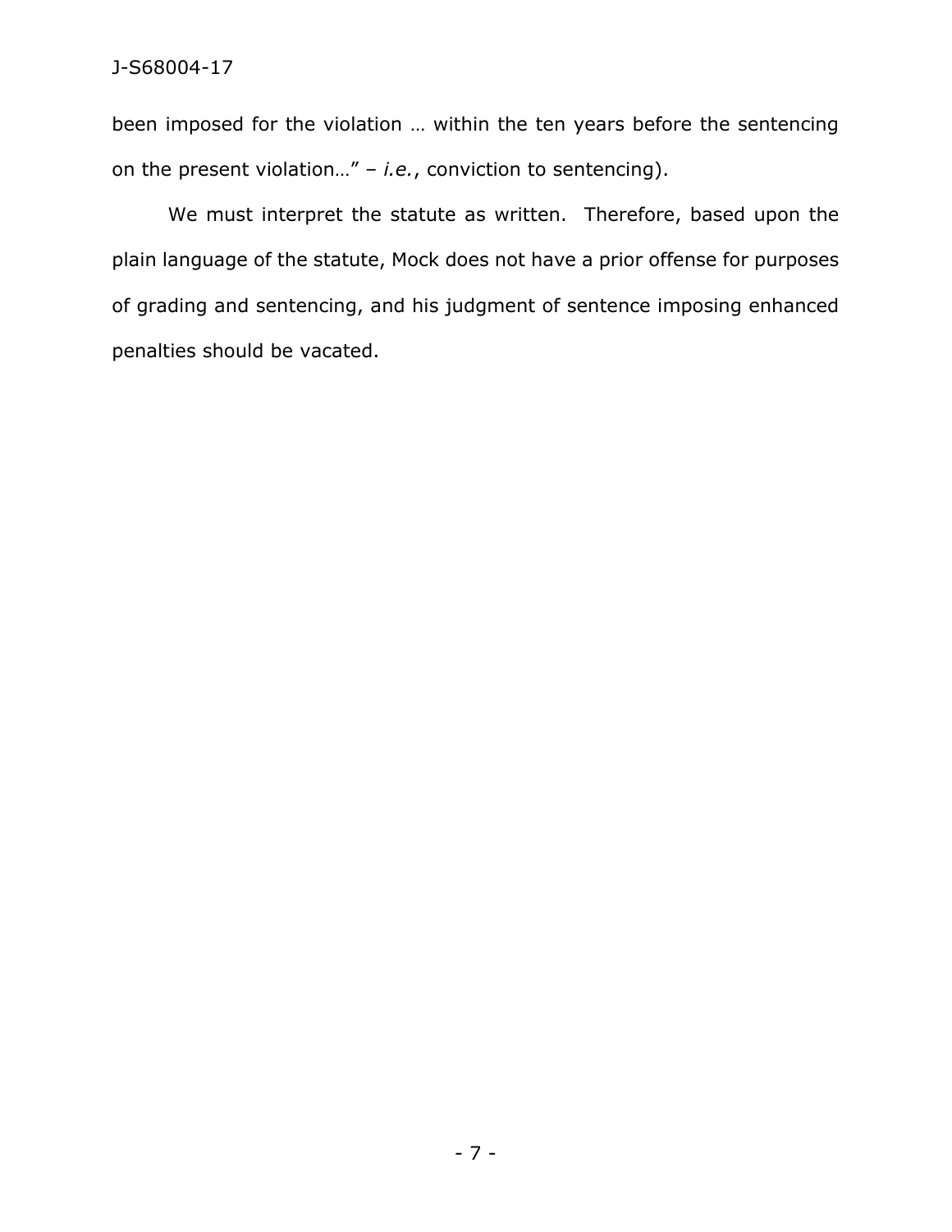been imposed for the violation … within the ten years before the sentencing on the present violation…" – *i.e.*, conviction to sentencing).

We must interpret the statute as written. Therefore, based upon the plain language of the statute, Mock does not have a prior offense for purposes of grading and sentencing, and his judgment of sentence imposing enhanced penalties should be vacated.